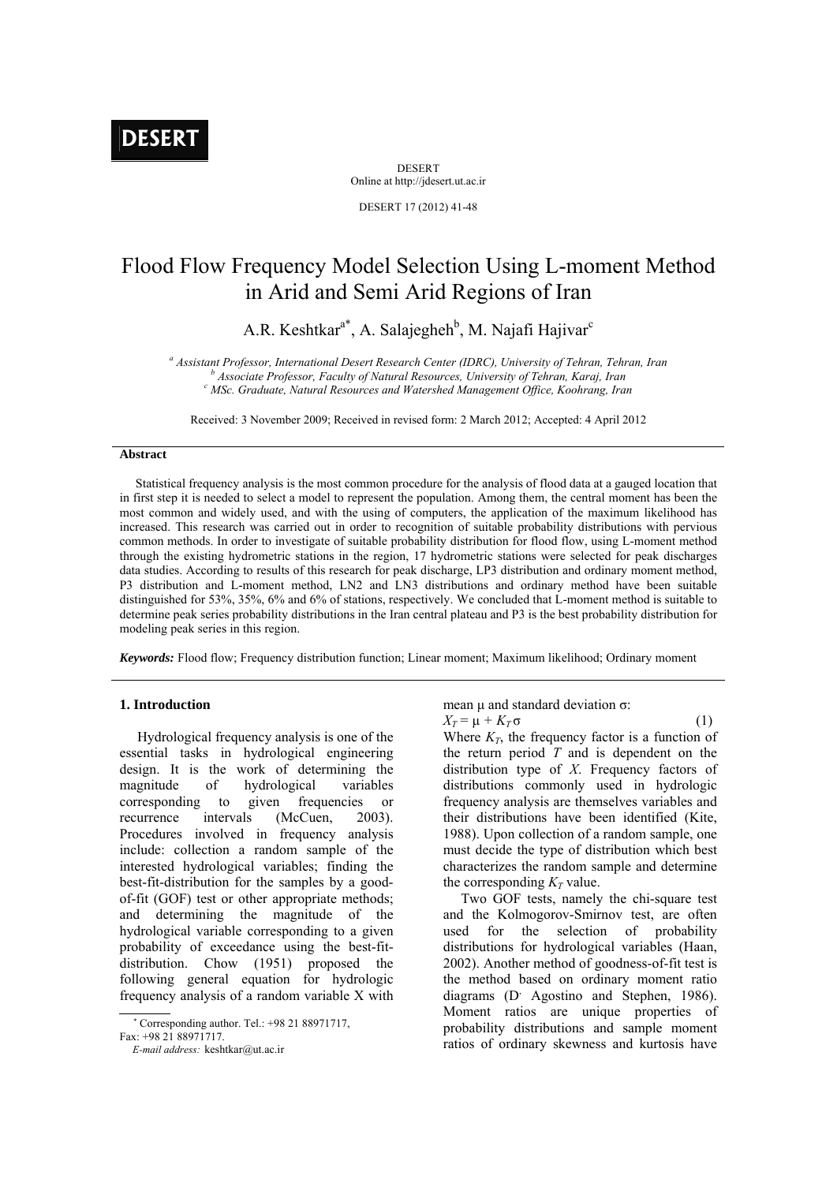DESERT

DESERT
Online at http://jdesert.ut.ac.ir

DESERT 17 (2012) 41-48

# Flood Flow Frequency Model Selection Using L-moment Method in Arid and Semi Arid Regions of Iran

A.R. Keshtkar[a*], A. Salajegheh[b], M. Najafi Hajivar[c]

[a] Assistant Professor, International Desert Research Center (IDRC), University of Tehran, Tehran, Iran
[b] Associate Professor, Faculty of Natural Resources, University of Tehran, Karaj, Iran
[c] MSc. Graduate, Natural Resources and Watershed Management Office, Koohrang, Iran

Received: 3 November 2009; Received in revised form: 2 March 2012; Accepted: 4 April 2012

### Abstract

Statistical frequency analysis is the most common procedure for the analysis of flood data at a gauged location that in first step it is needed to select a model to represent the population. Among them, the central moment has been the most common and widely used, and with the using of computers, the application of the maximum likelihood has increased. This research was carried out in order to recognition of suitable probability distributions with pervious common methods. In order to investigate of suitable probability distribution for flood flow, using L-moment method through the existing hydrometric stations in the region, 17 hydrometric stations were selected for peak discharges data studies. According to results of this research for peak discharge, LP3 distribution and ordinary moment method, P3 distribution and L-moment method, LN2 and LN3 distributions and ordinary method have been suitable distinguished for 53%, 35%, 6% and 6% of stations, respectively. We concluded that L-moment method is suitable to determine peak series probability distributions in the Iran central plateau and P3 is the best probability distribution for modeling peak series in this region.

***Keywords:*** Flood flow; Frequency distribution function; Linear moment; Maximum likelihood; Ordinary moment

## 1. Introduction

Hydrological frequency analysis is one of the essential tasks in hydrological engineering design. It is the work of determining the magnitude of hydrological variables corresponding to given frequencies or recurrence intervals (McCuen, 2003). Procedures involved in frequency analysis include: collection a random sample of the interested hydrological variables; finding the best-fit-distribution for the samples by a goodness-of-fit (GOF) test or other appropriate methods; and determining the magnitude of the hydrological variable corresponding to a given probability of exceedance using the best-fit-distribution. Chow (1951) proposed the following general equation for hydrologic frequency analysis of a random variable X with mean μ and standard deviation σ:

$$X_T = \mu + K_T \sigma \qquad (1)$$

Where $K_T$, the frequency factor is a function of the return period $T$ and is dependent on the distribution type of $X$. Frequency factors of distributions commonly used in hydrologic frequency analysis are themselves variables and their distributions have been identified (Kite, 1988). Upon collection of a random sample, one must decide the type of distribution which best characterizes the random sample and determine the corresponding $K_T$ value.

Two GOF tests, namely the chi-square test and the Kolmogorov-Smirnov test, are often used for the selection of probability distributions for hydrological variables (Haan, 2002). Another method of goodness-of-fit test is the method based on ordinary moment ratio diagrams (D' Agostino and Stephen, 1986). Moment ratios are unique properties of probability distributions and sample moment ratios of ordinary skewness and kurtosis have

* Corresponding author. Tel.: +98 21 88971717,
Fax: +98 21 88971717.
*E-mail address:* keshtkar@ut.ac.ir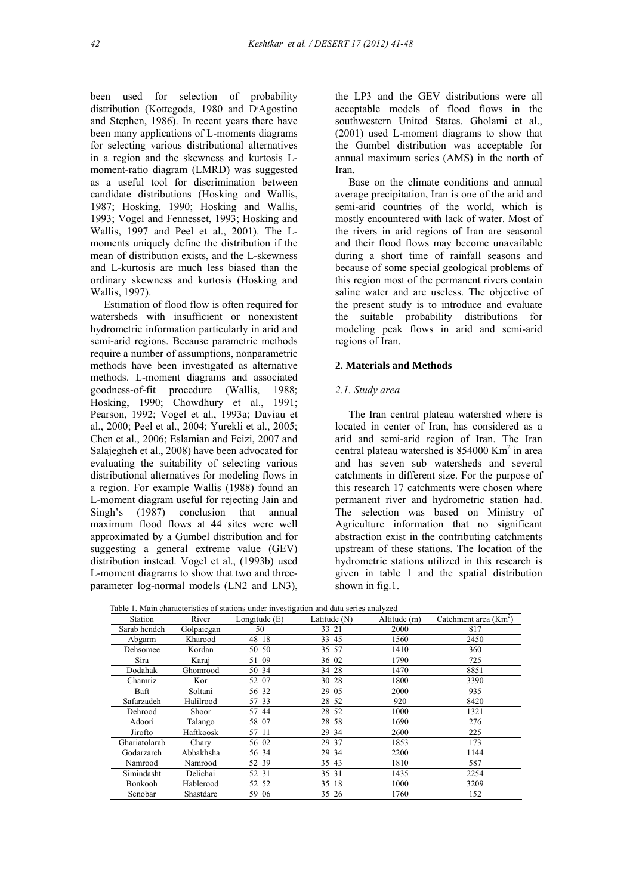been used for selection of probability distribution (Kottegoda, 1980 and D'Agostino and Stephen, 1986). In recent years there have been many applications of L-moments diagrams for selecting various distributional alternatives in a region and the skewness and kurtosis L-moment-ratio diagram (LMRD) was suggested as a useful tool for discrimination between candidate distributions (Hosking and Wallis, 1987; Hosking, 1990; Hosking and Wallis, 1993; Vogel and Fennesset, 1993; Hosking and Wallis, 1997 and Peel et al., 2001). The L-moments uniquely define the distribution if the mean of distribution exists, and the L-skewness and L-kurtosis are much less biased than the ordinary skewness and kurtosis (Hosking and Wallis, 1997).

Estimation of flood flow is often required for watersheds with insufficient or nonexistent hydrometric information particularly in arid and semi-arid regions. Because parametric methods require a number of assumptions, nonparametric methods have been investigated as alternative methods. L-moment diagrams and associated goodness-of-fit procedure (Wallis, 1988; Hosking, 1990; Chowdhury et al., 1991; Pearson, 1992; Vogel et al., 1993a; Daviau et al., 2000; Peel et al., 2004; Yurekli et al., 2005; Chen et al., 2006; Eslamian and Feizi, 2007 and Salajegheh et al., 2008) have been advocated for evaluating the suitability of selecting various distributional alternatives for modeling flows in a region. For example Wallis (1988) found an L-moment diagram useful for rejecting Jain and Singh's (1987) conclusion that annual maximum flood flows at 44 sites were well approximated by a Gumbel distribution and for suggesting a general extreme value (GEV) distribution instead. Vogel et al., (1993b) used L-moment diagrams to show that two and three-parameter log-normal models (LN2 and LN3), the LP3 and the GEV distributions were all acceptable models of flood flows in the southwestern United States. Gholami et al., (2001) used L-moment diagrams to show that the Gumbel distribution was acceptable for annual maximum series (AMS) in the north of Iran.

Base on the climate conditions and annual average precipitation, Iran is one of the arid and semi-arid countries of the world, which is mostly encountered with lack of water. Most of the rivers in arid regions of Iran are seasonal and their flood flows may become unavailable during a short time of rainfall seasons and because of some special geological problems of this region most of the permanent rivers contain saline water and are useless. The objective of the present study is to introduce and evaluate the suitable probability distributions for modeling peak flows in arid and semi-arid regions of Iran.

## 2. Materials and Methods

### *2.1. Study area*

The Iran central plateau watershed where is located in center of Iran, has considered as a arid and semi-arid region of Iran. The Iran central plateau watershed is 854000 Km$^2$ in area and has seven sub watersheds and several catchments in different size. For the purpose of this research 17 catchments were chosen where permanent river and hydrometric station had. The selection was based on Ministry of Agriculture information that no significant abstraction exist in the contributing catchments upstream of these stations. The location of the hydrometric stations utilized in this research is given in table 1 and the spatial distribution shown in fig.1.

Table 1. Main characteristics of stations under investigation and data series analyzed

| Station | River | Longitude (E) | Latitude (N) | Altitude (m) | Catchment area (Km$^2$) |
|---|---|---|---|---|---|
| Sarab hendeh | Golpaiegan | 50 | 33 21 | 2000 | 817 |
| Abgarm | Kharood | 48 18 | 33 45 | 1560 | 2450 |
| Dehsomee | Kordan | 50 50 | 35 57 | 1410 | 360 |
| Sira | Karaj | 51 09 | 36 02 | 1790 | 725 |
| Dodahak | Ghomrood | 50 34 | 34 28 | 1470 | 8851 |
| Chamriz | Kor | 52 07 | 30 28 | 1800 | 3390 |
| Baft | Soltani | 56 32 | 29 05 | 2000 | 935 |
| Safarzadeh | Halilrood | 57 33 | 28 52 | 920 | 8420 |
| Dehrood | Shoor | 57 44 | 28 52 | 1000 | 1321 |
| Adoori | Talango | 58 07 | 28 58 | 1690 | 276 |
| Jirofto | Haftkoosk | 57 11 | 29 34 | 2600 | 225 |
| Ghariatolarab | Chary | 56 02 | 29 37 | 1853 | 173 |
| Godarzarch | Abbakhsha | 56 34 | 29 34 | 2200 | 1144 |
| Namrood | Namrood | 52 39 | 35 43 | 1810 | 587 |
| Simindasht | Delichai | 52 31 | 35 31 | 1435 | 2254 |
| Bonkooh | Hablerood | 52 52 | 35 18 | 1000 | 3209 |
| Senobar | Shastdare | 59 06 | 35 26 | 1760 | 152 |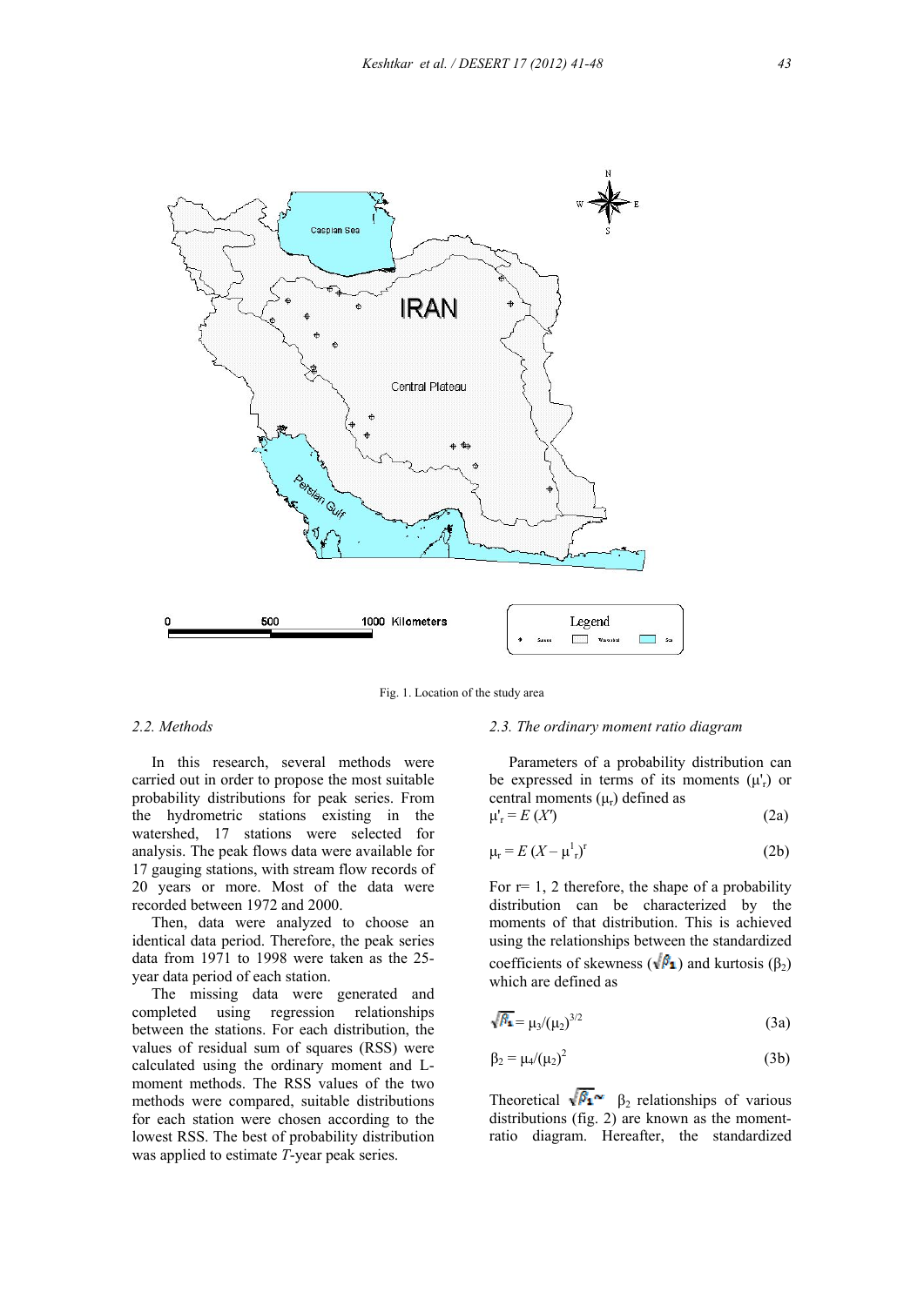Fig. 1. Location of the study area

### 2.2. Methods

In this research, several methods were carried out in order to propose the most suitable probability distributions for peak series. From the hydrometric stations existing in the watershed, 17 stations were selected for analysis. The peak flows data were available for 17 gauging stations, with stream flow records of 20 years or more. Most of the data were recorded between 1972 and 2000.

Then, data were analyzed to choose an identical data period. Therefore, the peak series data from 1971 to 1998 were taken as the 25-year data period of each station.

The missing data were generated and completed using regression relationships between the stations. For each distribution, the values of residual sum of squares (RSS) were calculated using the ordinary moment and L-moment methods. The RSS values of the two methods were compared, suitable distributions for each station were chosen according to the lowest RSS. The best of probability distribution was applied to estimate *T*-year peak series.

### 2.3. The ordinary moment ratio diagram

Parameters of a probability distribution can be expressed in terms of its moments ($\mu'_r$) or central moments ($\mu_r$) defined as

$$\mu'_r = E(X^r) \tag{2a}$$

$$\mu_r = E(X - \mu^1_r)^r \tag{2b}$$

For r= 1, 2 therefore, the shape of a probability distribution can be characterized by the moments of that distribution. This is achieved using the relationships between the standardized coefficients of skewness ($\sqrt{\beta_1}$) and kurtosis ($\beta_2$) which are defined as

$$\sqrt{\beta_1} = \mu_3/(\mu_2)^{3/2} \tag{3a}$$

$$\beta_2 = \mu_4/(\mu_2)^2 \tag{3b}$$

Theoretical $\sqrt{\beta_1} \sim \beta_2$ relationships of various distributions (fig. 2) are known as the moment-ratio diagram. Hereafter, the standardized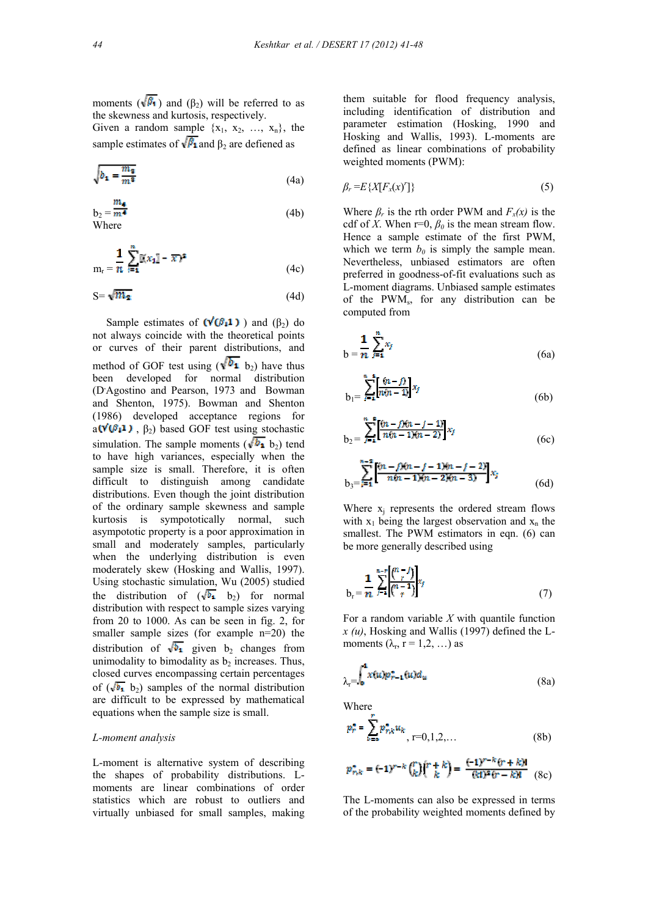moments ($\sqrt{\beta_1}$) and ($\beta_2$) will be referred to as the skewness and kurtosis, respectively.

Given a random sample {$x_1$, $x_2$, …, $x_n$}, the sample estimates of $\sqrt{\beta_1}$ and $\beta_2$ are defiened as

$$\sqrt{b_1} = \frac{m_3}{m^3} \tag{4a}$$

$$b_2 = \frac{m_4}{m^4} \tag{4b}$$

Where

$$m_r = \frac{1}{n}\sum_{i=1}^{n}[x_i - \bar{x}]^r \tag{4c}$$

$$S = \sqrt{m_2} \tag{4d}$$

Sample estimates of ($\sqrt{\beta_1}$) and ($\beta_2$) do not always coincide with the theoretical points or curves of their parent distributions, and method of GOF test using ($\sqrt{b_1}$ $b_2$) have thus been developed for normal distribution (D'Agostino and Pearson, 1973 and Bowman and Shenton, 1975). Bowman and Shenton (1986) developed acceptance regions for a($\sqrt{\beta_1}$, $\beta_2$) based GOF test using stochastic simulation. The sample moments ($\sqrt{b_1}$ $b_2$) tend to have high variances, especially when the sample size is small. Therefore, it is often difficult to distinguish among candidate distributions. Even though the joint distribution of the ordinary sample skewness and sample kurtosis is sympototiclly normal, such asympototic property is a poor approximation in small and moderately samples, particularly when the underlying distribution is even moderately skew (Hosking and Wallis, 1997). Using stochastic simulation, Wu (2005) studied the distribution of ($\sqrt{b_1}$ $b_2$) for normal distribution with respect to sample sizes varying from 20 to 1000. As can be seen in fig. 2, for smaller sample sizes (for example n=20) the distribution of $\sqrt{b_1}$ given $b_2$ changes from unimodality to bimodality as $b_2$ increases. Thus, closed curves encompassing certain percentages of ($\sqrt{b_1}$ $b_2$) samples of the normal distribution are difficult to be expressed by mathematical equations when the sample size is small.

*L-moment analysis*

L-moment is alternative system of describing the shapes of probability distributions. L-moments are linear combinations of order statistics which are robust to outliers and virtually unbiased for small samples, making them suitable for flood frequency analysis, including identification of distribution and parameter estimation (Hosking, 1990 and Hosking and Wallis, 1993). L-moments are defined as linear combinations of probability weighted moments (PWM):

$$\beta_r = E\{X[F_x(x)^r]\} \tag{5}$$

Where $\beta_r$ is the rth order PWM and $F_x(x)$ is the cdf of $X$. When r=0, $\beta_0$ is the mean stream flow. Hence a sample estimate of the first PWM, which we term $b_0$ is simply the sample mean. Nevertheless, unbiased estimators are often preferred in goodness-of-fit evaluations such as L-moment diagrams. Unbiased sample estimates of the PWMs, for any distribution can be computed from

$$b = \frac{1}{n}\sum_{j=1}^{n}x_j \tag{6a}$$

$$b_1 = \sum_{j=1}^{n-1}\left[\frac{(n-j)}{n(n-1)}\right]x_j \tag{6b}$$

$$b_2 = \sum_{j=1}^{n-2}\left[\frac{(n-j)(n-j-1)}{n(n-1)(n-2)}\right]x_j \tag{6c}$$

$$b_3 = \sum_{j=1}^{n-3}\left[\frac{(n-j)(n-j-1)(n-j-2)}{n(n-1)(n-2)(n-3)}\right]x_j \tag{6d}$$

Where $x_j$ represents the ordered stream flows with $x_1$ being the largest observation and $x_n$ the smallest. The PWM estimators in eqn. (6) can be more generally described using

$$b_r = \frac{1}{n}\sum_{j=1}^{n-r}\left[\frac{\binom{n-j}{r}}{\binom{n-1}{r}}\right]x_j \tag{7}$$

For a random variable $X$ with quantile function $x(u)$, Hosking and Wallis (1997) defined the L-moments ($\lambda_r$, r = 1,2, …) as

$$\lambda_r = \int_0^1 x(u)p^*_{r-1}(u)d_u \tag{8a}$$

Where

$$p^*_r = \sum_{k=0}^{r}p^*_{r,k}u_k, \quad r=0,1,2,\ldots \tag{8b}$$

$$p^*_{r,k} = (-1)^{r-k}\binom{r}{k}\binom{r+k}{k} = \frac{(-1)^{r-k}(r+k)!}{(k!)^2(r-k)!} \tag{8c}$$

The L-moments can also be expressed in terms of the probability weighted moments defined by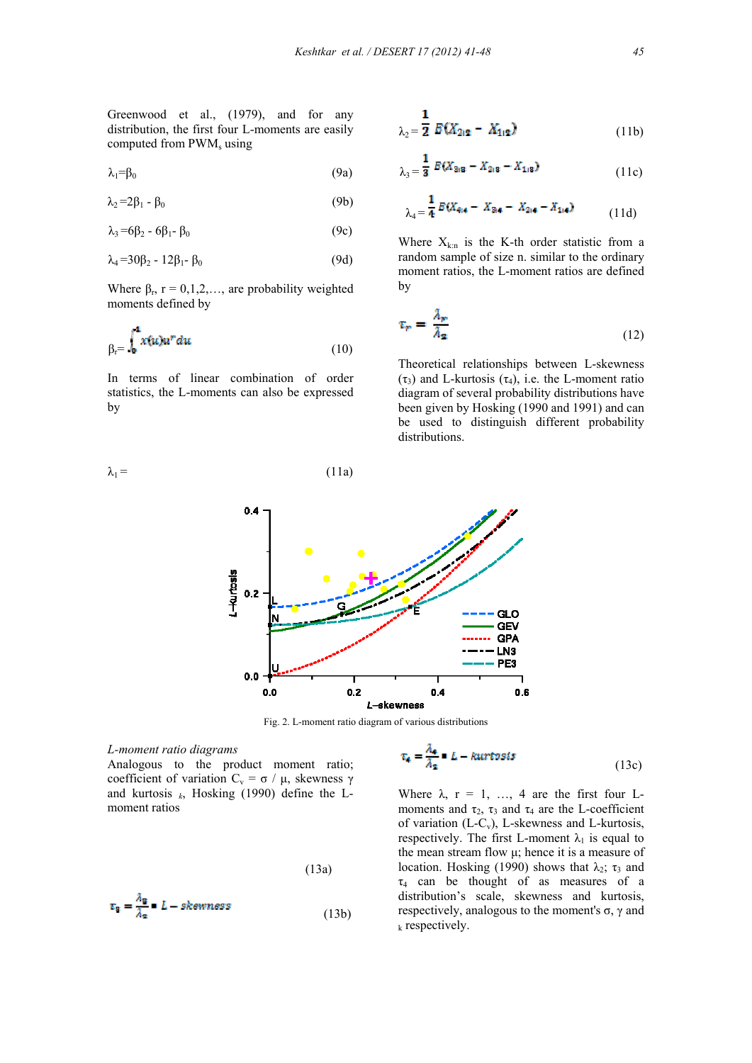Greenwood et al., (1979), and for any distribution, the first four L-moments are easily computed from $PWM_s$ using

$$\lambda_1 = \beta_0 \quad (9a)$$

$$\lambda_2 = 2\beta_1 - \beta_0 \quad (9b)$$

$$\lambda_3 = 6\beta_2 - 6\beta_1 - \beta_0 \quad (9c)$$

$$\lambda_4 = 30\beta_2 - 12\beta_1 - \beta_0 \quad (9d)$$

Where $\beta_r$, r = 0,1,2,…, are probability weighted moments defined by

$$\beta_r = \int_0^1 x(u)u^r du \quad (10)$$

In terms of linear combination of order statistics, the L-moments can also be expressed by

$$\lambda_1 = \quad (11a)$$

$$\lambda_2 = \frac{1}{2} E(X_{2|2} - X_{1|2}) \quad (11b)$$

$$\lambda_3 = \frac{1}{3} E(X_{3|3} - X_{2|3} - X_{1|3}) \quad (11c)$$

$$\lambda_4 = \frac{1}{4} E(X_{4|4} - X_{3|4} - X_{2|4} - X_{1|4}) \quad (11d)$$

Where $X_{k:n}$ is the K-th order statistic from a random sample of size n. similar to the ordinary moment ratios, the L-moment ratios are defined by

$$\tau_r = \frac{\lambda_r}{\lambda_2} \quad (12)$$

Theoretical relationships between L-skewness ($\tau_3$) and L-kurtosis ($\tau_4$), i.e. the L-moment ratio diagram of several probability distributions have been given by Hosking (1990 and 1991) and can be used to distinguish different probability distributions.

Fig. 2. L-moment ratio diagram of various distributions

*L-moment ratio diagrams*

Analogous to the product moment ratio; coefficient of variation $C_v = \sigma / \mu$, skewness $\gamma$ and kurtosis $_k$, Hosking (1990) define the L-moment ratios

(13a)

$$\tau_3 = \frac{\lambda_3}{\lambda_2} = L-skewness \quad (13b)$$

$$\tau_4 = \frac{\lambda_4}{\lambda_2} = L-kurtosis \quad (13c)$$

Where $\lambda$, r = 1, …, 4 are the first four L-moments and $\tau_2$, $\tau_3$ and $\tau_4$ are the L-coefficient of variation (L-$C_v$), L-skewness and L-kurtosis, respectively. The first L-moment $\lambda_1$ is equal to the mean stream flow $\mu$; hence it is a measure of location. Hosking (1990) shows that $\lambda_2$; $\tau_3$ and $\tau_4$ can be thought of as measures of a distribution's scale, skewness and kurtosis, respectively, analogous to the moment's $\sigma$, $\gamma$ and $_k$ respectively.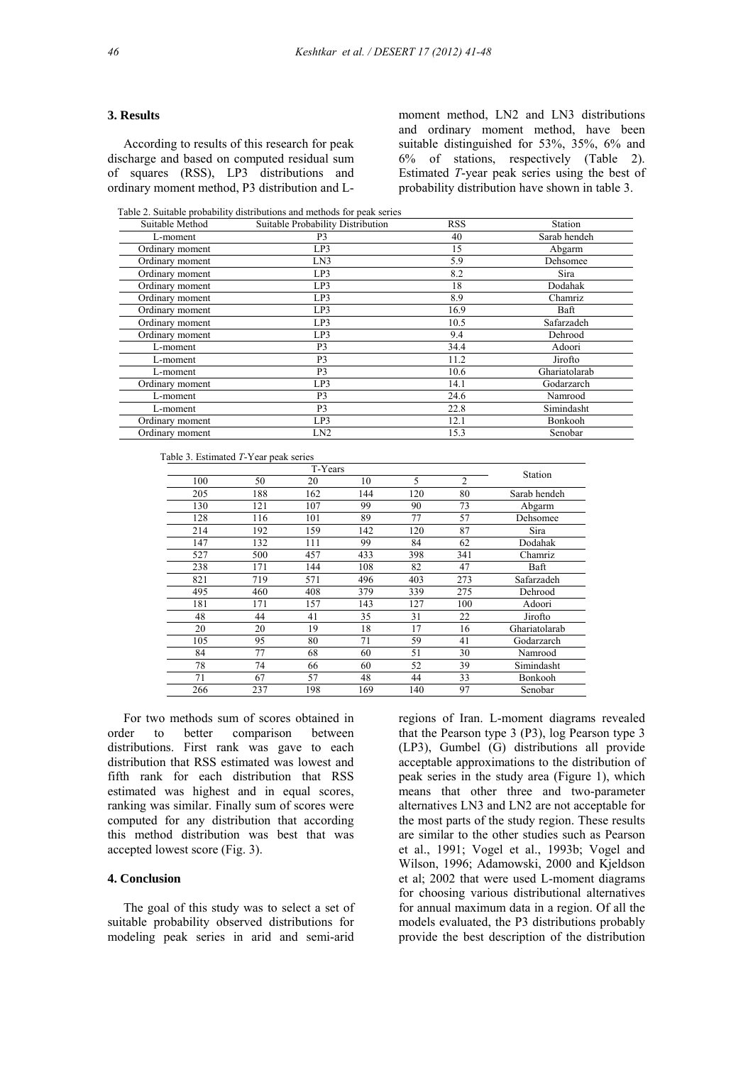## 3. Results

According to results of this research for peak discharge and based on computed residual sum of squares (RSS), LP3 distributions and ordinary moment method, P3 distribution and L-moment method, LN2 and LN3 distributions and ordinary moment method, have been suitable distinguished for 53%, 35%, 6% and 6% of stations, respectively (Table 2). Estimated *T*-year peak series using the best of probability distribution have shown in table 3.

Table 2. Suitable probability distributions and methods for peak series

| Suitable Method | Suitable Probability Distribution | RSS | Station |
|---|---|---|---|
| L-moment | P3 | 40 | Sarab hendeh |
| Ordinary moment | LP3 | 15 | Abgarm |
| Ordinary moment | LN3 | 5.9 | Dehsomee |
| Ordinary moment | LP3 | 8.2 | Sira |
| Ordinary moment | LP3 | 18 | Dodahak |
| Ordinary moment | LP3 | 8.9 | Chamriz |
| Ordinary moment | LP3 | 16.9 | Baft |
| Ordinary moment | LP3 | 10.5 | Safarzadeh |
| Ordinary moment | LP3 | 9.4 | Dehrood |
| L-moment | P3 | 34.4 | Adoori |
| L-moment | P3 | 11.2 | Jirofto |
| L-moment | P3 | 10.6 | Ghariatolarab |
| Ordinary moment | LP3 | 14.1 | Godarzarch |
| L-moment | P3 | 24.6 | Namrood |
| L-moment | P3 | 22.8 | Simindasht |
| Ordinary moment | LP3 | 12.1 | Bonkooh |
| Ordinary moment | LN2 | 15.3 | Senobar |

Table 3. Estimated *T*-Year peak series

| T-Years | | | | | | Station |
|---|---|---|---|---|---|---|
| 100 | 50 | 20 | 10 | 5 | 2 | |
| 205 | 188 | 162 | 144 | 120 | 80 | Sarab hendeh |
| 130 | 121 | 107 | 99 | 90 | 73 | Abgarm |
| 128 | 116 | 101 | 89 | 77 | 57 | Dehsomee |
| 214 | 192 | 159 | 142 | 120 | 87 | Sira |
| 147 | 132 | 111 | 99 | 84 | 62 | Dodahak |
| 527 | 500 | 457 | 433 | 398 | 341 | Chamriz |
| 238 | 171 | 144 | 108 | 82 | 47 | Baft |
| 821 | 719 | 571 | 496 | 403 | 273 | Safarzadeh |
| 495 | 460 | 408 | 379 | 339 | 275 | Dehrood |
| 181 | 171 | 157 | 143 | 127 | 100 | Adoori |
| 48 | 44 | 41 | 35 | 31 | 22 | Jirofto |
| 20 | 20 | 19 | 18 | 17 | 16 | Ghariatolarab |
| 105 | 95 | 80 | 71 | 59 | 41 | Godarzarch |
| 84 | 77 | 68 | 60 | 51 | 30 | Namrood |
| 78 | 74 | 66 | 60 | 52 | 39 | Simindasht |
| 71 | 67 | 57 | 48 | 44 | 33 | Bonkooh |
| 266 | 237 | 198 | 169 | 140 | 97 | Senobar |

For two methods sum of scores obtained in order to better comparison between distributions. First rank was gave to each distribution that RSS estimated was lowest and fifth rank for each distribution that RSS estimated was highest and in equal scores, ranking was similar. Finally sum of scores were computed for any distribution that according this method distribution was best that was accepted lowest score (Fig. 3).

## 4. Conclusion

The goal of this study was to select a set of suitable probability observed distributions for modeling peak series in arid and semi-arid regions of Iran. L-moment diagrams revealed that the Pearson type 3 (P3), log Pearson type 3 (LP3), Gumbel (G) distributions all provide acceptable approximations to the distribution of peak series in the study area (Figure 1), which means that other three and two-parameter alternatives LN3 and LN2 are not acceptable for the most parts of the study region. These results are similar to the other studies such as Pearson et al., 1991; Vogel et al., 1993b; Vogel and Wilson, 1996; Adamowski, 2000 and Kjeldson et al; 2002 that were used L-moment diagrams for choosing various distributional alternatives for annual maximum data in a region. Of all the models evaluated, the P3 distributions probably provide the best description of the distribution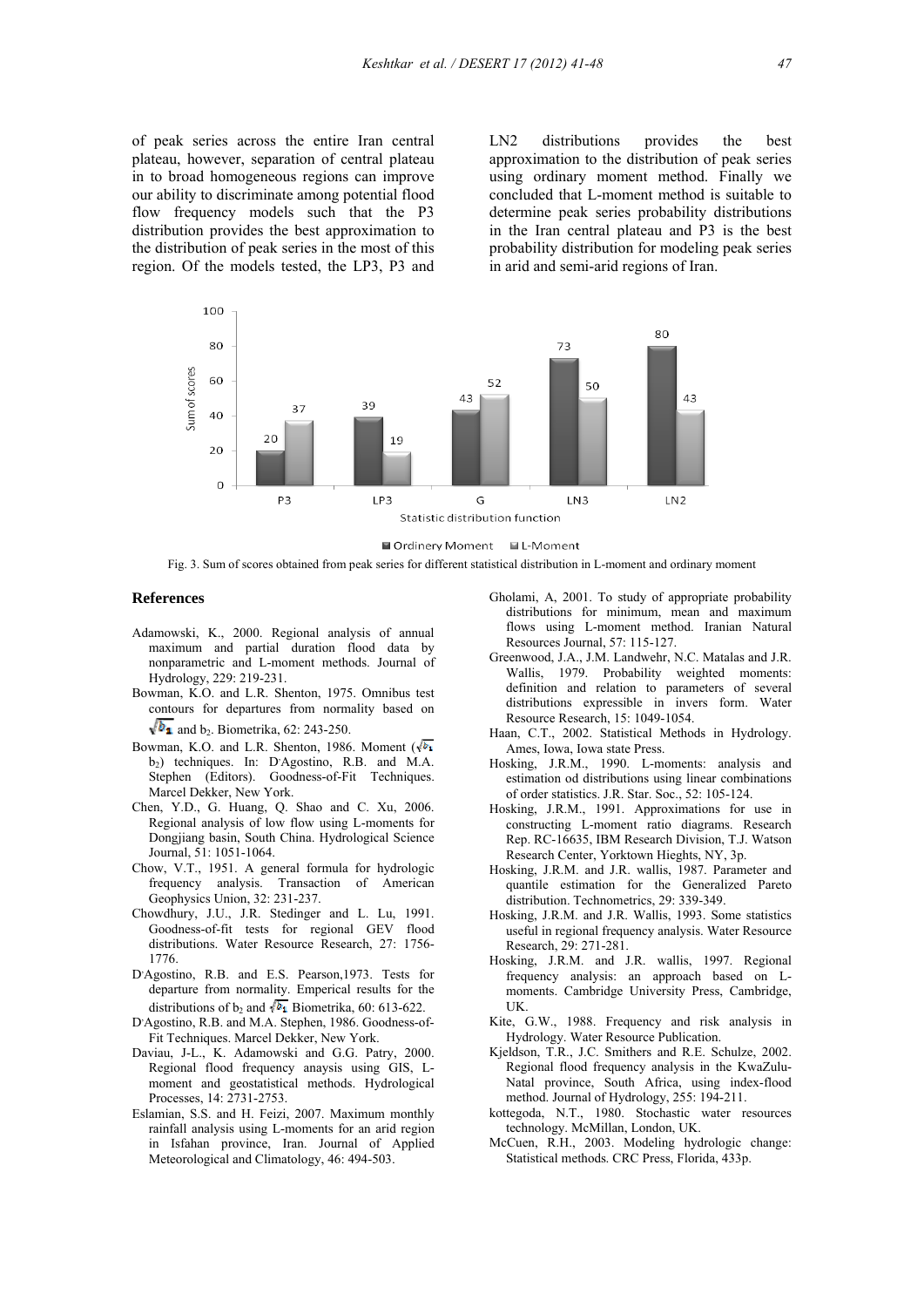of peak series across the entire Iran central plateau, however, separation of central plateau in to broad homogeneous regions can improve our ability to discriminate among potential flood flow frequency models such that the P3 distribution provides the best approximation to the distribution of peak series in the most of this region. Of the models tested, the LP3, P3 and LN2 distributions provides the best approximation to the distribution of peak series using ordinary moment method. Finally we concluded that L-moment method is suitable to determine peak series probability distributions in the Iran central plateau and P3 is the best probability distribution for modeling peak series in arid and semi-arid regions of Iran.

| Statistic distribution function | Ordinary Moment | L-Moment |
|---|---|---|
| P3 | 20 | 37 |
| LP3 | 39 | 19 |
| G | 43 | 52 |
| LN3 | 73 | 50 |
| LN2 | 80 | 43 |

Fig. 3. Sum of scores obtained from peak series for different statistical distribution in L-moment and ordinary moment

## References

Adamowski, K., 2000. Regional analysis of annual maximum and partial duration flood data by nonparametric and L-moment methods. Journal of Hydrology, 229: 219-231.

Bowman, K.O. and L.R. Shenton, 1975. Omnibus test contours for departures from normality based on $\sqrt{b_1}$ and $b_2$. Biometrika, 62: 243-250.

Bowman, K.O. and L.R. Shenton, 1986. Moment ($\sqrt{b_1}$ $b_2$) techniques. In: D'Agostino, R.B. and M.A. Stephen (Editors). Goodness-of-Fit Techniques. Marcel Dekker, New York.

Chen, Y.D., G. Huang, Q. Shao and C. Xu, 2006. Regional analysis of low flow using L-moments for Dongjiang basin, South China. Hydrological Science Journal, 51: 1051-1064.

Chow, V.T., 1951. A general formula for hydrologic frequency analysis. Transaction of American Geophysics Union, 32: 231-237.

Chowdhury, J.U., J.R. Stedinger and L. Lu, 1991. Goodness-of-fit tests for regional GEV flood distributions. Water Resource Research, 27: 1756-1776.

D'Agostino, R.B. and E.S. Pearson,1973. Tests for departure from normality. Emperical results for the distributions of $b_2$ and $\sqrt{b_1}$ Biometrika, 60: 613-622.

D'Agostino, R.B. and M.A. Stephen, 1986. Goodness-of-Fit Techniques. Marcel Dekker, New York.

Daviau, J-L., K. Adamowski and G.G. Patry, 2000. Regional flood frequency anaysis using GIS, L-moment and geostatistical methods. Hydrological Processes, 14: 2731-2753.

Eslamian, S.S. and H. Feizi, 2007. Maximum monthly rainfall analysis using L-moments for an arid region in Isfahan province, Iran. Journal of Applied Meteorological and Climatology, 46: 494-503.

Gholami, A, 2001. To study of appropriate probability distributions for minimum, mean and maximum flows using L-moment method. Iranian Natural Resources Journal, 57: 115-127.

Greenwood, J.A., J.M. Landwehr, N.C. Matalas and J.R. Wallis, 1979. Probability weighted moments: definition and relation to parameters of several distributions expressible in invers form. Water Resource Research, 15: 1049-1054.

Haan, C.T., 2002. Statistical Methods in Hydrology. Ames, Iowa, Iowa state Press.

Hosking, J.R.M., 1990. L-moments: analysis and estimation od distributions using linear combinations of order statistics. J.R. Star. Soc., 52: 105-124.

Hosking, J.R.M., 1991. Approximations for use in constructing L-moment ratio diagrams. Research Rep. RC-16635, IBM Research Division, T.J. Watson Research Center, Yorktown Hieghts, NY, 3p.

Hosking, J.R.M. and J.R. wallis, 1987. Parameter and quantile estimation for the Generalized Pareto distribution. Technometrics, 29: 339-349.

Hosking, J.R.M. and J.R. Wallis, 1993. Some statistics useful in regional frequency analysis. Water Resource Research, 29: 271-281.

Hosking, J.R.M. and J.R. wallis, 1997. Regional frequency analysis: an approach based on L-moments. Cambridge University Press, Cambridge, UK.

Kite, G.W., 1988. Frequency and risk analysis in Hydrology. Water Resource Publication.

Kjeldson, T.R., J.C. Smithers and R.E. Schulze, 2002. Regional flood frequency analysis in the KwaZulu-Natal province, South Africa, using index-flood method. Journal of Hydrology, 255: 194-211.

kottegoda, N.T., 1980. Stochastic water resources technology. McMillan, London, UK.

McCuen, R.H., 2003. Modeling hydrologic change: Statistical methods. CRC Press, Florida, 433p.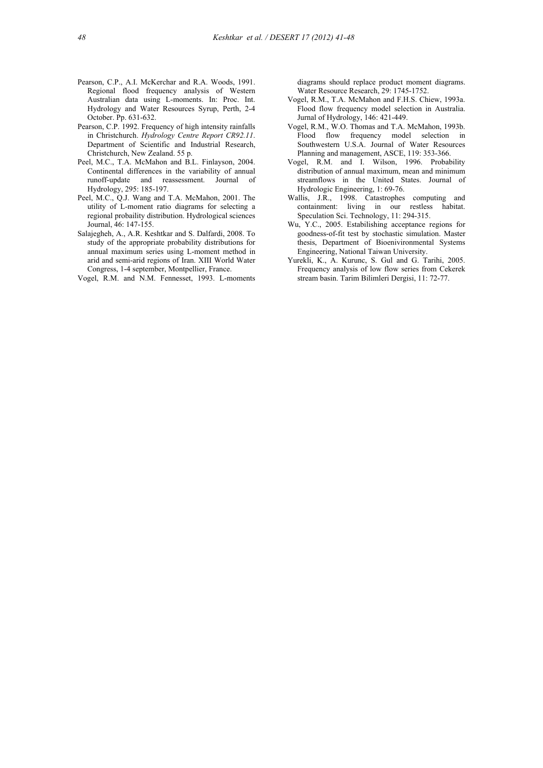Pearson, C.P., A.I. McKerchar and R.A. Woods, 1991. Regional flood frequency analysis of Western Australian data using L-moments. In: Proc. Int. Hydrology and Water Resources Syrup, Perth, 2-4 October. Pp. 631-632.

Pearson, C.P. 1992. Frequency of high intensity rainfalls in Christchurch. *Hydrology Centre Report CR92.11*. Department of Scientific and Industrial Research, Christchurch, New Zealand. 55 p.

Peel, M.C., T.A. McMahon and B.L. Finlayson, 2004. Continental differences in the variability of annual runoff-update and reassessment. Journal of Hydrology, 295: 185-197.

Peel, M.C., Q.J. Wang and T.A. McMahon, 2001. The utility of L-moment ratio diagrams for selecting a regional probaility distribution. Hydrological sciences Journal, 46: 147-155.

Salajegheh, A., A.R. Keshtkar and S. Dalfardi, 2008. To study of the appropriate probability distributions for annual maximum series using L-moment method in arid and semi-arid regions of Iran. XIII World Water Congress, 1-4 september, Montpellier, France.

Vogel, R.M. and N.M. Fennesset, 1993. L-moments diagrams should replace product moment diagrams. Water Resource Research, 29: 1745-1752.

Vogel, R.M., T.A. McMahon and F.H.S. Chiew, 1993a. Flood flow frequency model selection in Australia. Jurnal of Hydrology, 146: 421-449.

Vogel, R.M., W.O. Thomas and T.A. McMahon, 1993b. Flood flow frequency model selection in Southwestern U.S.A. Journal of Water Resources Planning and management, ASCE, 119: 353-366.

Vogel, R.M. and I. Wilson, 1996. Probability distribution of annual maximum, mean and minimum streamflows in the United States. Journal of Hydrologic Engineering, 1: 69-76.

Wallis, J.R., 1998. Catastrophes computing and containment: living in our restless habitat. Speculation Sci. Technology, 11: 294-315.

Wu, Y.C., 2005. Estabilishing acceptance regions for goodness-of-fit test by stochastic simulation. Master thesis, Department of Bioenivironmental Systems Engineering, National Taiwan University.

Yurekli, K., A. Kurunc, S. Gul and G. Tarihi, 2005. Frequency analysis of low flow series from Cekerek stream basin. Tarim Bilimleri Dergisi, 11: 72-77.